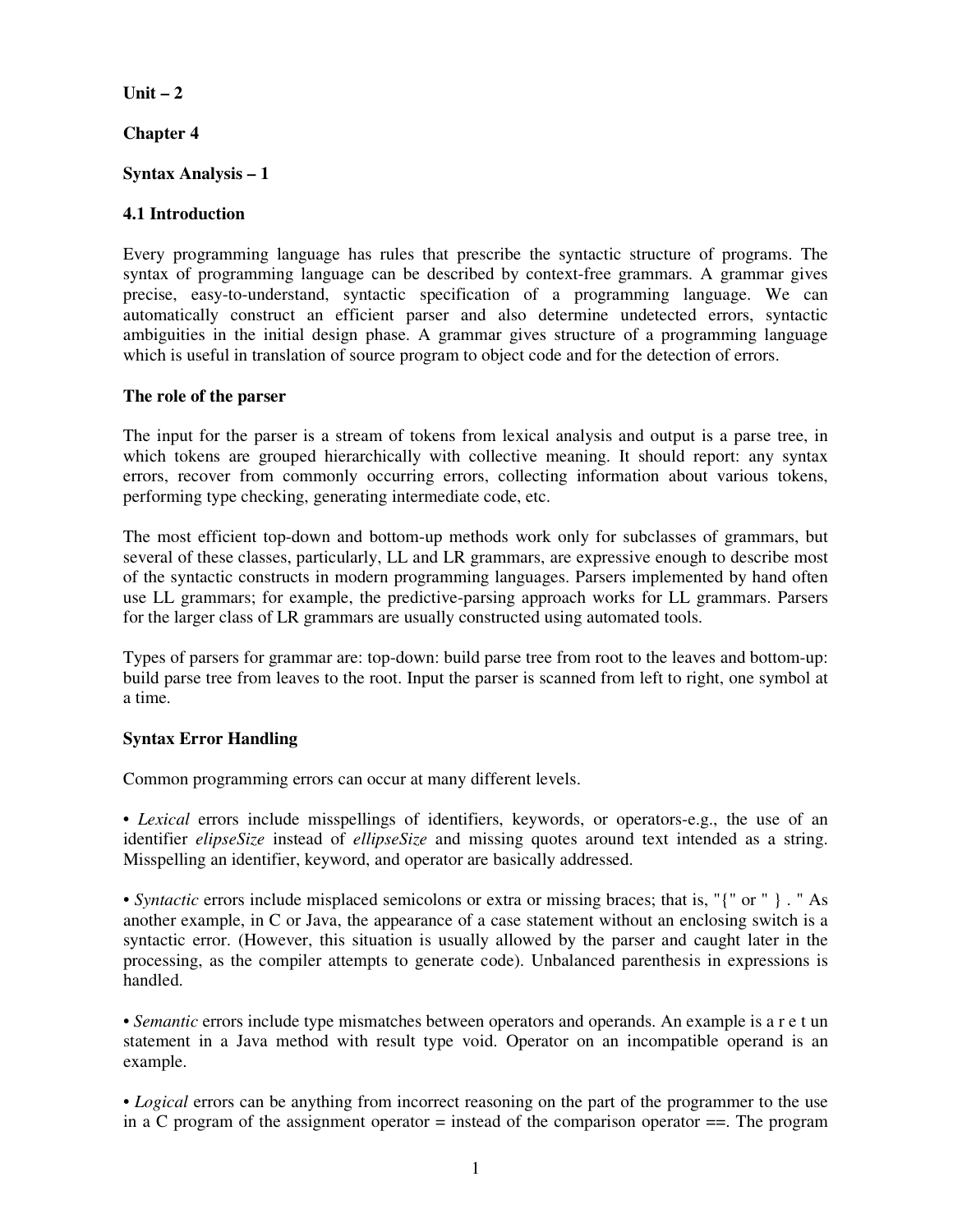**Unit – 2**

**Chapter 4**

**Syntax Analysis – 1**

## 4.1 Introduction

Every programming language has rules that prescribe the syntactic structure of programs. The syntax of programming language can be described by context-free grammars. A grammar gives precise, easy-to-understand, syntactic specification of a programming language. We can automatically construct an efficient parser and also determine undetected errors, syntactic ambiguities in the initial design phase. A grammar gives structure of a programming language which is useful in translation of source program to object code and for the detection of errors.

### The role of the parser

The input for the parser is a stream of tokens from lexical analysis and output is a parse tree, in which tokens are grouped hierarchically with collective meaning. It should report: any syntax errors, recover from commonly occurring errors, collecting information about various tokens, performing type checking, generating intermediate code, etc.

The most efficient top-down and bottom-up methods work only for subclasses of grammars, but several of these classes, particularly, LL and LR grammars, are expressive enough to describe most of the syntactic constructs in modern programming languages. Parsers implemented by hand often use LL grammars; for example, the predictive-parsing approach works for LL grammars. Parsers for the larger class of LR grammars are usually constructed using automated tools.

Types of parsers for grammar are: top-down: build parse tree from root to the leaves and bottom-up: build parse tree from leaves to the root. Input the parser is scanned from left to right, one symbol at a time.

### Syntax Error Handling

Common programming errors can occur at many different levels.

• *Lexical* errors include misspellings of identifiers, keywords, or operators-e.g., the use of an identifier *elipseSize* instead of *ellipseSize* and missing quotes around text intended as a string. Misspelling an identifier, keyword, and operator are basically addressed.

• *Syntactic* errors include misplaced semicolons or extra or missing braces; that is, "{" or " } . " As another example, in C or Java, the appearance of a case statement without an enclosing switch is a syntactic error. (However, this situation is usually allowed by the parser and caught later in the processing, as the compiler attempts to generate code). Unbalanced parenthesis in expressions is handled.

• *Semantic* errors include type mismatches between operators and operands. An example is a r e t un statement in a Java method with result type void. Operator on an incompatible operand is an example.

• *Logical* errors can be anything from incorrect reasoning on the part of the programmer to the use in a C program of the assignment operator = instead of the comparison operator ==. The program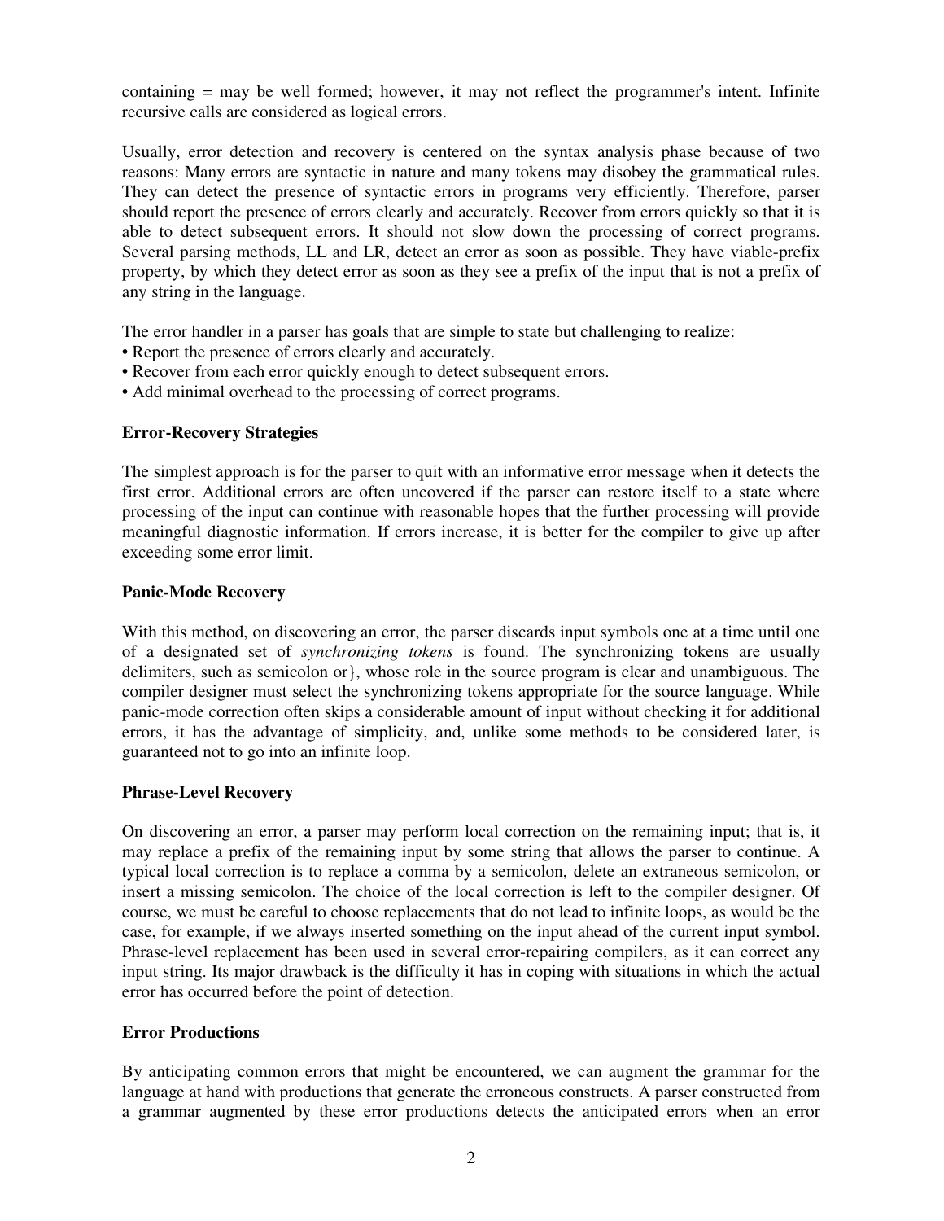containing = may be well formed; however, it may not reflect the programmer's intent. Infinite recursive calls are considered as logical errors.

Usually, error detection and recovery is centered on the syntax analysis phase because of two reasons: Many errors are syntactic in nature and many tokens may disobey the grammatical rules. They can detect the presence of syntactic errors in programs very efficiently. Therefore, parser should report the presence of errors clearly and accurately. Recover from errors quickly so that it is able to detect subsequent errors. It should not slow down the processing of correct programs. Several parsing methods, LL and LR, detect an error as soon as possible. They have viable-prefix property, by which they detect error as soon as they see a prefix of the input that is not a prefix of any string in the language.

The error handler in a parser has goals that are simple to state but challenging to realize:

- Report the presence of errors clearly and accurately.
- Recover from each error quickly enough to detect subsequent errors.
- Add minimal overhead to the processing of correct programs.

**Error-Recovery Strategies**

The simplest approach is for the parser to quit with an informative error message when it detects the first error. Additional errors are often uncovered if the parser can restore itself to a state where processing of the input can continue with reasonable hopes that the further processing will provide meaningful diagnostic information. If errors increase, it is better for the compiler to give up after exceeding some error limit.

**Panic-Mode Recovery**

With this method, on discovering an error, the parser discards input symbols one at a time until one of a designated set of *synchronizing tokens* is found. The synchronizing tokens are usually delimiters, such as semicolon or}, whose role in the source program is clear and unambiguous. The compiler designer must select the synchronizing tokens appropriate for the source language. While panic-mode correction often skips a considerable amount of input without checking it for additional errors, it has the advantage of simplicity, and, unlike some methods to be considered later, is guaranteed not to go into an infinite loop.

**Phrase-Level Recovery**

On discovering an error, a parser may perform local correction on the remaining input; that is, it may replace a prefix of the remaining input by some string that allows the parser to continue. A typical local correction is to replace a comma by a semicolon, delete an extraneous semicolon, or insert a missing semicolon. The choice of the local correction is left to the compiler designer. Of course, we must be careful to choose replacements that do not lead to infinite loops, as would be the case, for example, if we always inserted something on the input ahead of the current input symbol. Phrase-level replacement has been used in several error-repairing compilers, as it can correct any input string. Its major drawback is the difficulty it has in coping with situations in which the actual error has occurred before the point of detection.

**Error Productions**

By anticipating common errors that might be encountered, we can augment the grammar for the language at hand with productions that generate the erroneous constructs. A parser constructed from a grammar augmented by these error productions detects the anticipated errors when an error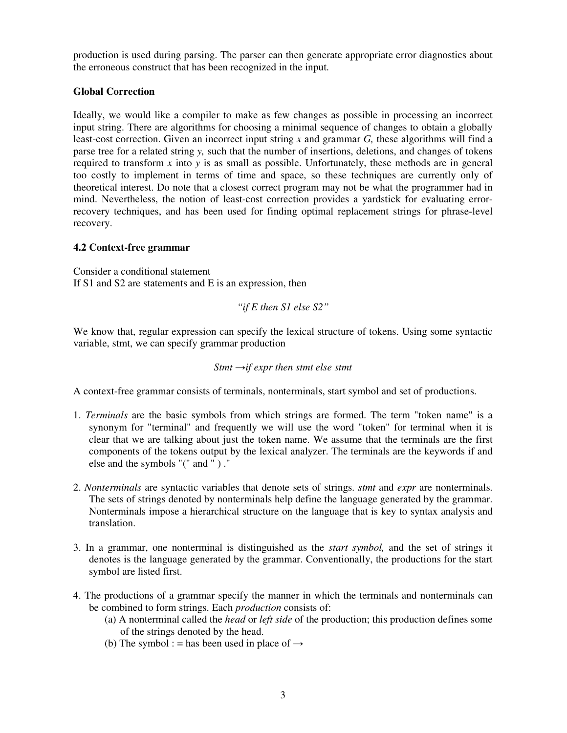production is used during parsing. The parser can then generate appropriate error diagnostics about the erroneous construct that has been recognized in the input.

**Global Correction**

Ideally, we would like a compiler to make as few changes as possible in processing an incorrect input string. There are algorithms for choosing a minimal sequence of changes to obtain a globally least-cost correction. Given an incorrect input string *x* and grammar *G,* these algorithms will find a parse tree for a related string *y,* such that the number of insertions, deletions, and changes of tokens required to transform *x* into *y* is as small as possible. Unfortunately, these methods are in general too costly to implement in terms of time and space, so these techniques are currently only of theoretical interest. Do note that a closest correct program may not be what the programmer had in mind. Nevertheless, the notion of least-cost correction provides a yardstick for evaluating error-recovery techniques, and has been used for finding optimal replacement strings for phrase-level recovery.

**4.2 Context-free grammar**

Consider a conditional statement
If S1 and S2 are statements and E is an expression, then

*"if E then S1 else S2"*

We know that, regular expression can specify the lexical structure of tokens. Using some syntactic variable, stmt, we can specify grammar production

*Stmt →if expr then stmt else stmt*

A context-free grammar consists of terminals, nonterminals, start symbol and set of productions.

1. *Terminals* are the basic symbols from which strings are formed. The term "token name" is a synonym for "terminal" and frequently we will use the word "token" for terminal when it is clear that we are talking about just the token name. We assume that the terminals are the first components of the tokens output by the lexical analyzer. The terminals are the keywords if and else and the symbols "(" and " ) ."

2. *Nonterminals* are syntactic variables that denote sets of strings. *stmt* and *expr* are nonterminals. The sets of strings denoted by nonterminals help define the language generated by the grammar. Nonterminals impose a hierarchical structure on the language that is key to syntax analysis and translation.

3. In a grammar, one nonterminal is distinguished as the *start symbol,* and the set of strings it denotes is the language generated by the grammar. Conventionally, the productions for the start symbol are listed first.

4. The productions of a grammar specify the manner in which the terminals and nonterminals can be combined to form strings. Each *production* consists of:
   (a) A nonterminal called the *head* or *left side* of the production; this production defines some of the strings denoted by the head.
   (b) The symbol : = has been used in place of →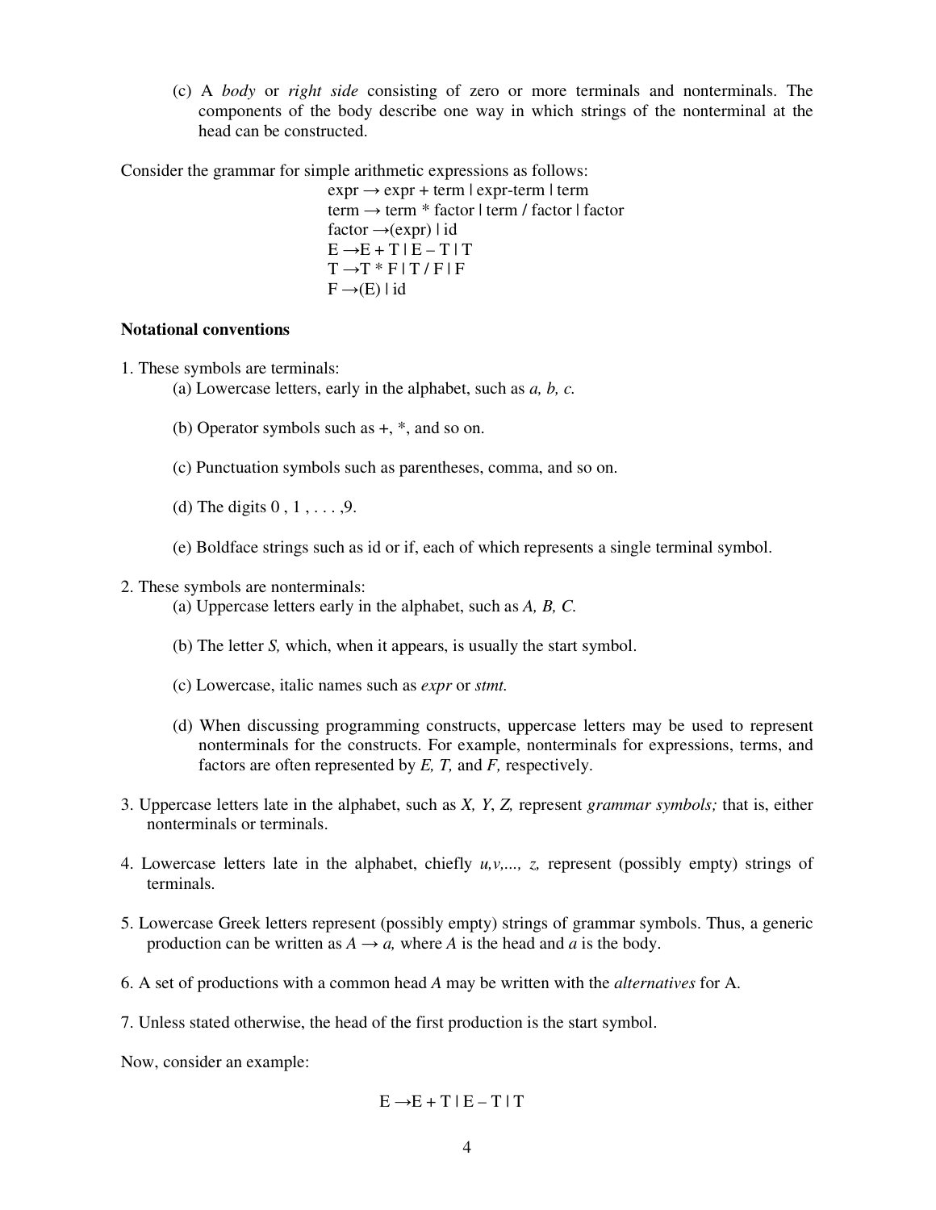(c) A *body* or *right side* consisting of zero or more terminals and nonterminals. The components of the body describe one way in which strings of the nonterminal at the head can be constructed.

Consider the grammar for simple arithmetic expressions as follows:

expr → expr + term | expr-term | term
term → term * factor | term / factor | factor
factor →(expr) | id
E →E + T | E – T | T
T →T * F | T / F | F
F →(E) | id

**Notational conventions**

1. These symbols are terminals:
   (a) Lowercase letters, early in the alphabet, such as *a, b, c.*

   (b) Operator symbols such as +, *, and so on.

   (c) Punctuation symbols such as parentheses, comma, and so on.

   (d) The digits 0 , 1 , . . . ,9.

   (e) Boldface strings such as id or if, each of which represents a single terminal symbol.

2. These symbols are nonterminals:
   (a) Uppercase letters early in the alphabet, such as *A, B, C.*

   (b) The letter *S,* which, when it appears, is usually the start symbol.

   (c) Lowercase, italic names such as *expr* or *stmt.*

   (d) When discussing programming constructs, uppercase letters may be used to represent nonterminals for the constructs. For example, nonterminals for expressions, terms, and factors are often represented by *E, T,* and *F,* respectively.

3. Uppercase letters late in the alphabet, such as *X, Y*, *Z,* represent *grammar symbols;* that is, either nonterminals or terminals.

4. Lowercase letters late in the alphabet, chiefly *u,v,..., z,* represent (possibly empty) strings of terminals.

5. Lowercase Greek letters represent (possibly empty) strings of grammar symbols. Thus, a generic production can be written as *A → a,* where *A* is the head and *a* is the body.

6. A set of productions with a common head *A* may be written with the *alternatives* for A.

7. Unless stated otherwise, the head of the first production is the start symbol.

Now, consider an example:

E →E + T | E – T | T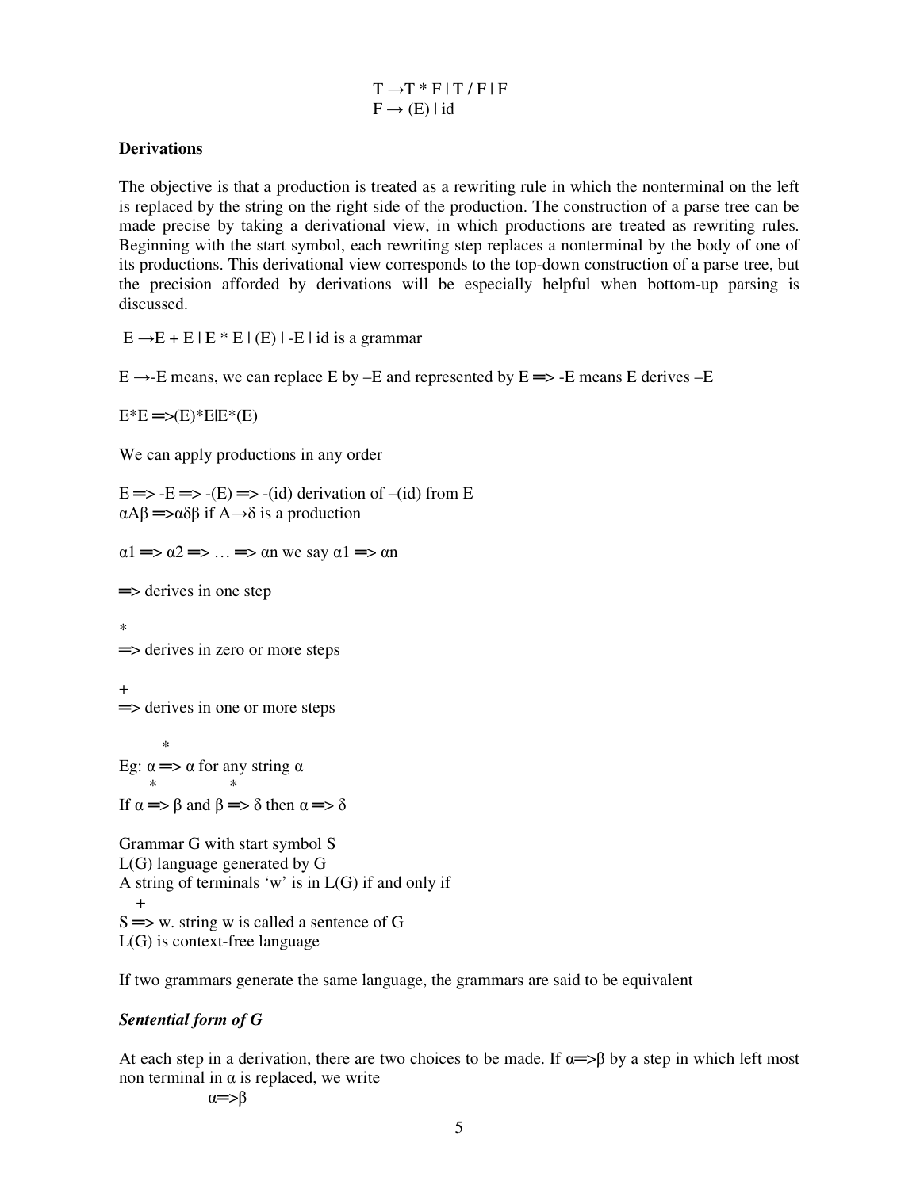$$T \rightarrow T * F \mid T / F \mid F$$
$$F \rightarrow (E) \mid id$$

**Derivations**

The objective is that a production is treated as a rewriting rule in which the nonterminal on the left is replaced by the string on the right side of the production. The construction of a parse tree can be made precise by taking a derivational view, in which productions are treated as rewriting rules. Beginning with the start symbol, each rewriting step replaces a nonterminal by the body of one of its productions. This derivational view corresponds to the top-down construction of a parse tree, but the precision afforded by derivations will be especially helpful when bottom-up parsing is discussed.

$E \rightarrow E + E \mid E * E \mid (E) \mid -E \mid id$ is a grammar

$E \rightarrow -E$ means, we can replace E by –E and represented by $E \Rightarrow -E$ means E derives –E

$E*E \Rightarrow (E)*E \mid E*(E)$

We can apply productions in any order

$E \Rightarrow -E \Rightarrow -(E) \Rightarrow -(id)$ derivation of –(id) from E

$\alpha A \beta \Rightarrow \alpha \delta \beta$ if $A \rightarrow \delta$ is a production

$\alpha 1 \Rightarrow \alpha 2 \Rightarrow \ldots \Rightarrow \alpha n$ we say $\alpha 1 \Rightarrow \alpha n$

$\Rightarrow$ derives in one step

$\overset{*}{\Rightarrow}$ derives in zero or more steps

$\overset{+}{\Rightarrow}$ derives in one or more steps

Eg: $\alpha \overset{*}{\Rightarrow} \alpha$ for any string $\alpha$

If $\alpha \overset{*}{\Rightarrow} \beta$ and $\beta \overset{*}{\Rightarrow} \delta$ then $\alpha \Rightarrow \delta$

Grammar G with start symbol S
L(G) language generated by G
A string of terminals 'w' is in L(G) if and only if
$S \overset{+}{\Rightarrow} w$. string w is called a sentence of G
L(G) is context-free language

If two grammars generate the same language, the grammars are said to be equivalent

***Sentential form of G***

At each step in a derivation, there are two choices to be made. If $\alpha \Rightarrow \beta$ by a step in which left most non terminal in $\alpha$ is replaced, we write

$\alpha \Rightarrow \beta$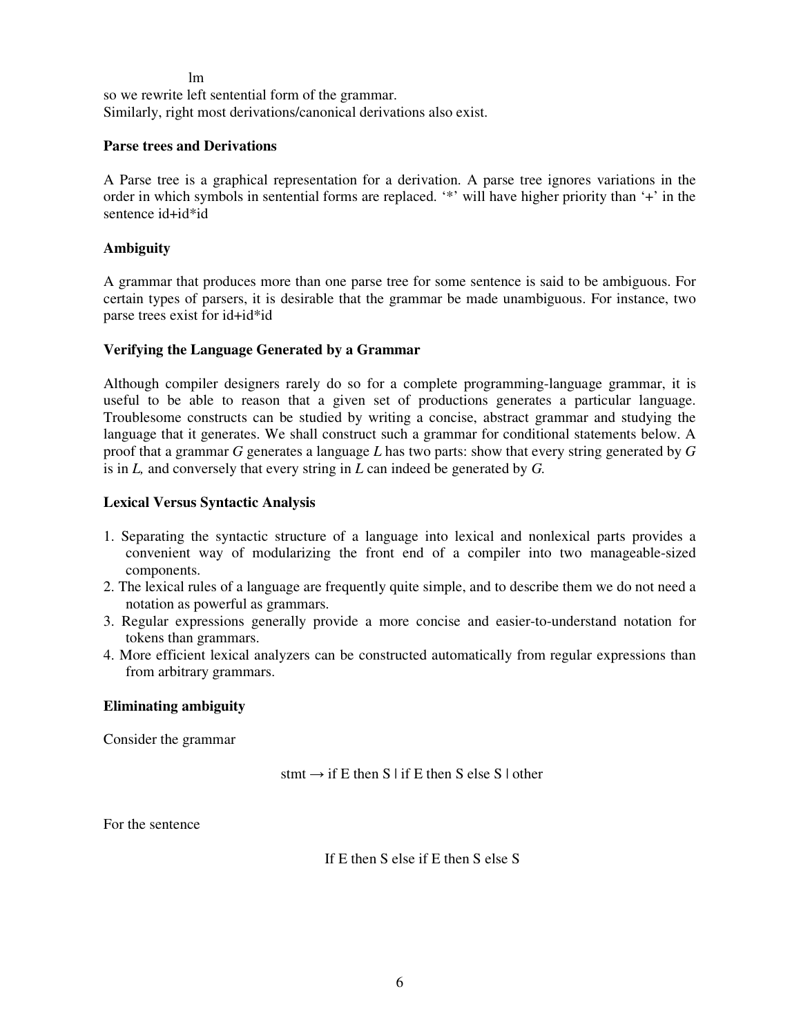lm

so we rewrite left sentential form of the grammar.
Similarly, right most derivations/canonical derivations also exist.

**Parse trees and Derivations**

A Parse tree is a graphical representation for a derivation. A parse tree ignores variations in the order in which symbols in sentential forms are replaced. '*' will have higher priority than '+' in the sentence id+id*id

**Ambiguity**

A grammar that produces more than one parse tree for some sentence is said to be ambiguous. For certain types of parsers, it is desirable that the grammar be made unambiguous. For instance, two parse trees exist for id+id*id

**Verifying the Language Generated by a Grammar**

Although compiler designers rarely do so for a complete programming-language grammar, it is useful to be able to reason that a given set of productions generates a particular language. Troublesome constructs can be studied by writing a concise, abstract grammar and studying the language that it generates. We shall construct such a grammar for conditional statements below. A proof that a grammar *G* generates a language *L* has two parts: show that every string generated by *G* is in *L,* and conversely that every string in *L* can indeed be generated by *G.*

**Lexical Versus Syntactic Analysis**

1. Separating the syntactic structure of a language into lexical and nonlexical parts provides a convenient way of modularizing the front end of a compiler into two manageable-sized components.
2. The lexical rules of a language are frequently quite simple, and to describe them we do not need a notation as powerful as grammars.
3. Regular expressions generally provide a more concise and easier-to-understand notation for tokens than grammars.
4. More efficient lexical analyzers can be constructed automatically from regular expressions than from arbitrary grammars.

**Eliminating ambiguity**

Consider the grammar

stmt → if E then S | if E then S else S | other

For the sentence

If E then S else if E then S else S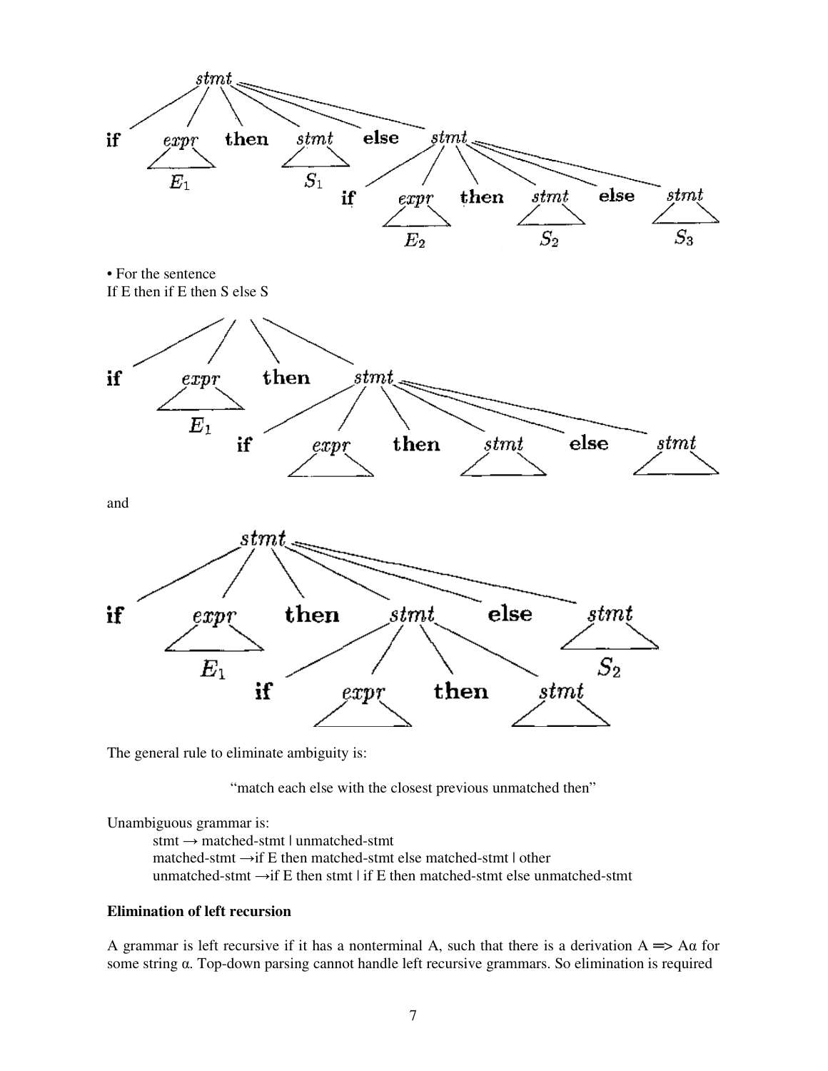• For the sentence
If E then if E then S else S

and

The general rule to eliminate ambiguity is:

"match each else with the closest previous unmatched then"

Unambiguous grammar is:

stmt → matched-stmt | unmatched-stmt
matched-stmt →if E then matched-stmt else matched-stmt | other
unmatched-stmt →if E then stmt | if E then matched-stmt else unmatched-stmt

**Elimination of left recursion**

A grammar is left recursive if it has a nonterminal A, such that there is a derivation $A \Rightarrow A\alpha$ for some string $\alpha$. Top-down parsing cannot handle left recursive grammars. So elimination is required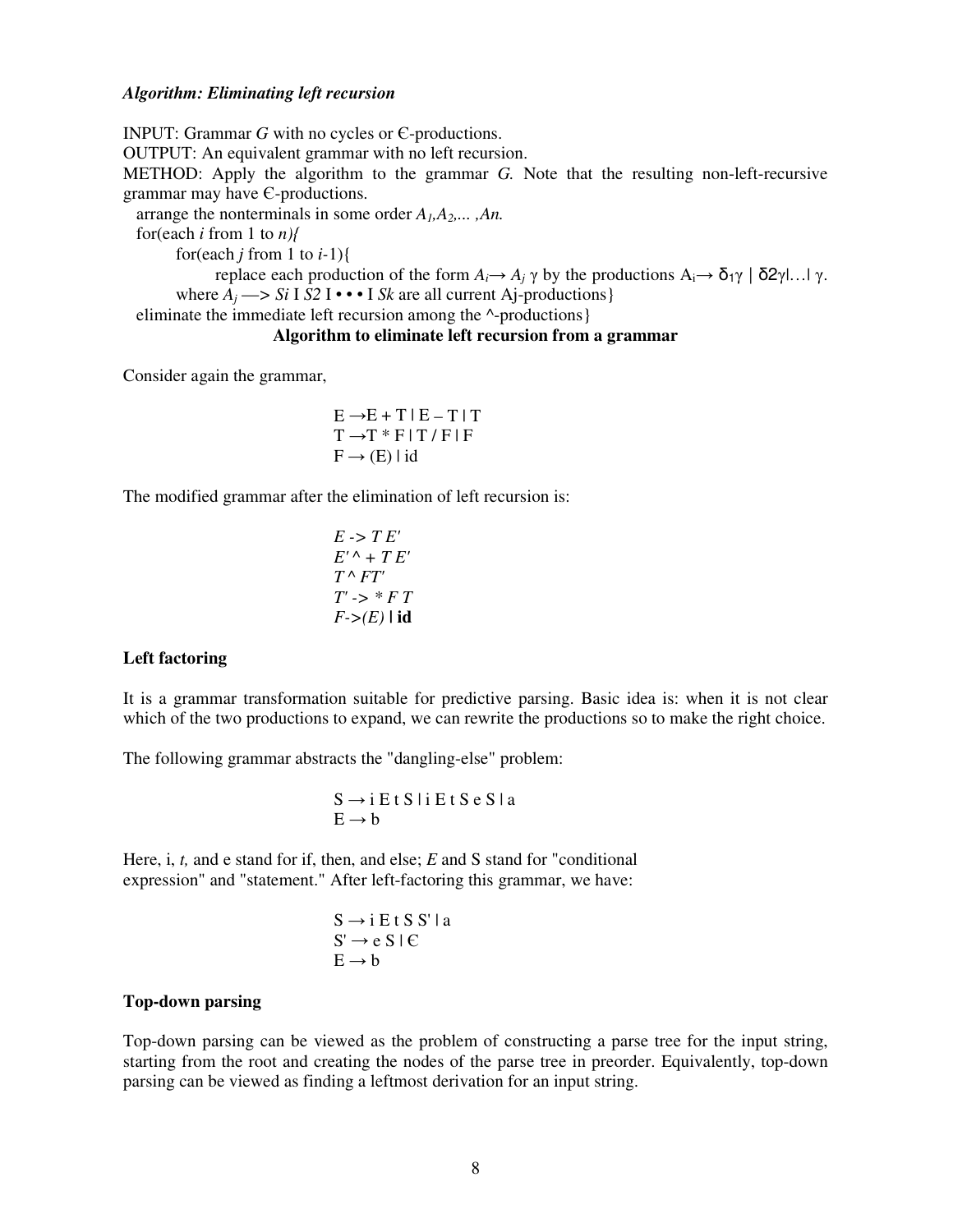***Algorithm: Eliminating left recursion***

INPUT: Grammar *G* with no cycles or Є-productions.
OUTPUT: An equivalent grammar with no left recursion.
METHOD: Apply the algorithm to the grammar *G.* Note that the resulting non-left-recursive grammar may have Є-productions.

```
arrange the nonterminals in some order A1,A2,... ,An.
for(each i from 1 to n){
      for(each j from 1 to i-1){
            replace each production of the form Ai→ Aj γ by the productions Ai→ δ1γ | δ2γ|…| γ.
      where Aj —> Si I S2 I • • • I Sk are all current Aj-productions}
eliminate the immediate left recursion among the ^-productions}
```

**Algorithm to eliminate left recursion from a grammar**

Consider again the grammar,

E →E + T | E – T | T
T →T * F | T / F | F
F → (E) | id

The modified grammar after the elimination of left recursion is:

*E -> T E'*
*E' ^ + T E'*
*T ^ FT'*
*T' -> * F T*
*F->(E)* | **id**

**Left factoring**

It is a grammar transformation suitable for predictive parsing. Basic idea is: when it is not clear which of the two productions to expand, we can rewrite the productions so to make the right choice.

The following grammar abstracts the "dangling-else" problem:

S → i E t S | i E t S e S | a
E → b

Here, i, *t,* and e stand for if, then, and else; *E* and S stand for "conditional expression" and "statement." After left-factoring this grammar, we have:

S → i E t S S' | a
S' → e S | Є
E → b

**Top-down parsing**

Top-down parsing can be viewed as the problem of constructing a parse tree for the input string, starting from the root and creating the nodes of the parse tree in preorder. Equivalently, top-down parsing can be viewed as finding a leftmost derivation for an input string.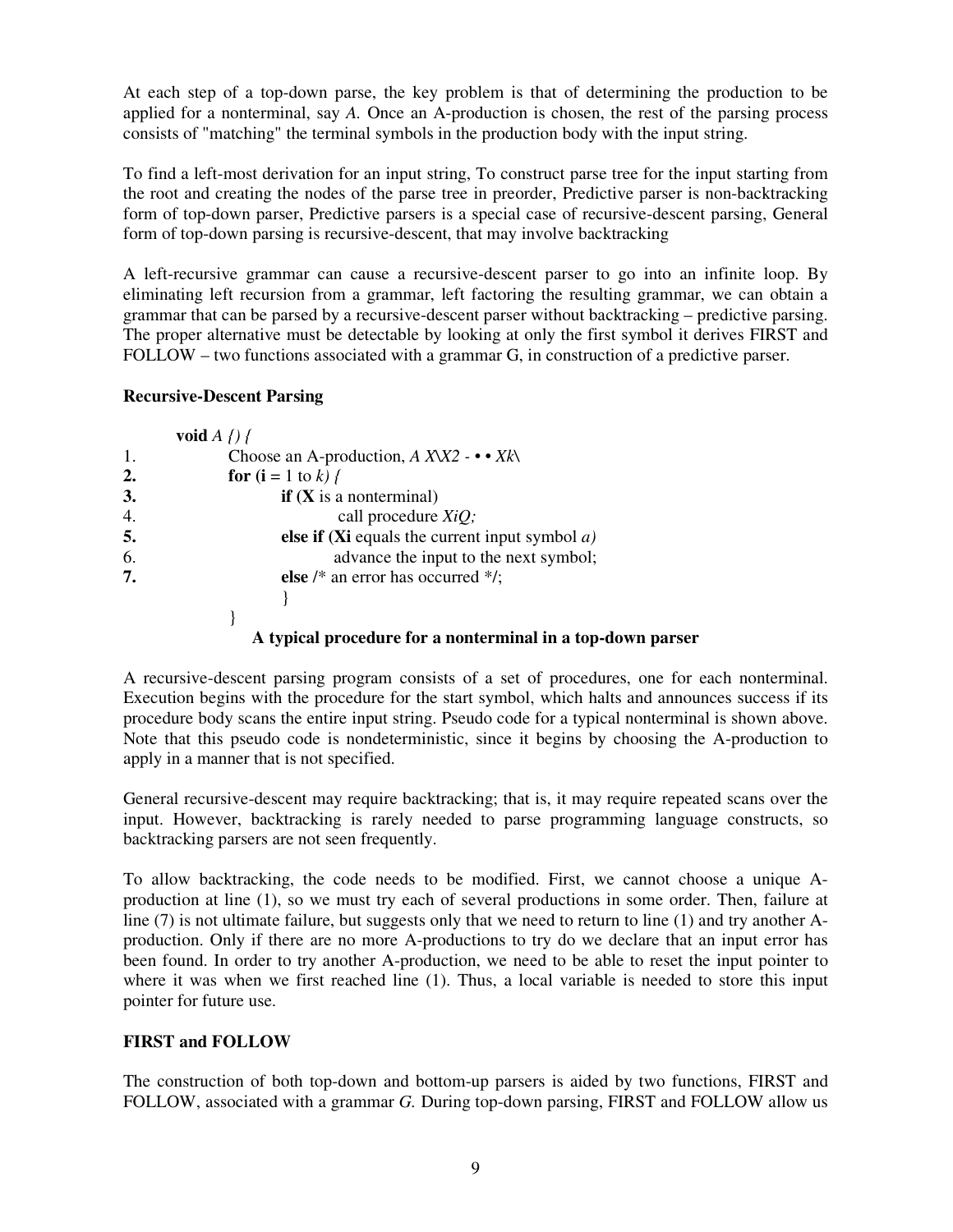At each step of a top-down parse, the key problem is that of determining the production to be applied for a nonterminal, say *A.* Once an A-production is chosen, the rest of the parsing process consists of "matching" the terminal symbols in the production body with the input string.

To find a left-most derivation for an input string, To construct parse tree for the input starting from the root and creating the nodes of the parse tree in preorder, Predictive parser is non-backtracking form of top-down parser, Predictive parsers is a special case of recursive-descent parsing, General form of top-down parsing is recursive-descent, that may involve backtracking

A left-recursive grammar can cause a recursive-descent parser to go into an infinite loop. By eliminating left recursion from a grammar, left factoring the resulting grammar, we can obtain a grammar that can be parsed by a recursive-descent parser without backtracking – predictive parsing. The proper alternative must be detectable by looking at only the first symbol it derives FIRST and FOLLOW – two functions associated with a grammar G, in construction of a predictive parser.

**Recursive-Descent Parsing**

```
        void A {) {
1.          Choose an A-production, A X\X2 - • • Xk\
2.          for (i = 1 to k) {
3.                  if (X is a nonterminal)
4.                          call procedure XiQ;
5.                  else if (Xi equals the current input symbol a)
6.                          advance the input to the next symbol;
7.                  else /* an error has occurred */;
                    }
            }
```

**A typical procedure for a nonterminal in a top-down parser**

A recursive-descent parsing program consists of a set of procedures, one for each nonterminal. Execution begins with the procedure for the start symbol, which halts and announces success if its procedure body scans the entire input string. Pseudo code for a typical nonterminal is shown above. Note that this pseudo code is nondeterministic, since it begins by choosing the A-production to apply in a manner that is not specified.

General recursive-descent may require backtracking; that is, it may require repeated scans over the input. However, backtracking is rarely needed to parse programming language constructs, so backtracking parsers are not seen frequently.

To allow backtracking, the code needs to be modified. First, we cannot choose a unique A-production at line (1), so we must try each of several productions in some order. Then, failure at line (7) is not ultimate failure, but suggests only that we need to return to line (1) and try another A-production. Only if there are no more A-productions to try do we declare that an input error has been found. In order to try another A-production, we need to be able to reset the input pointer to where it was when we first reached line (1). Thus, a local variable is needed to store this input pointer for future use.

**FIRST and FOLLOW**

The construction of both top-down and bottom-up parsers is aided by two functions, FIRST and FOLLOW, associated with a grammar *G.* During top-down parsing, FIRST and FOLLOW allow us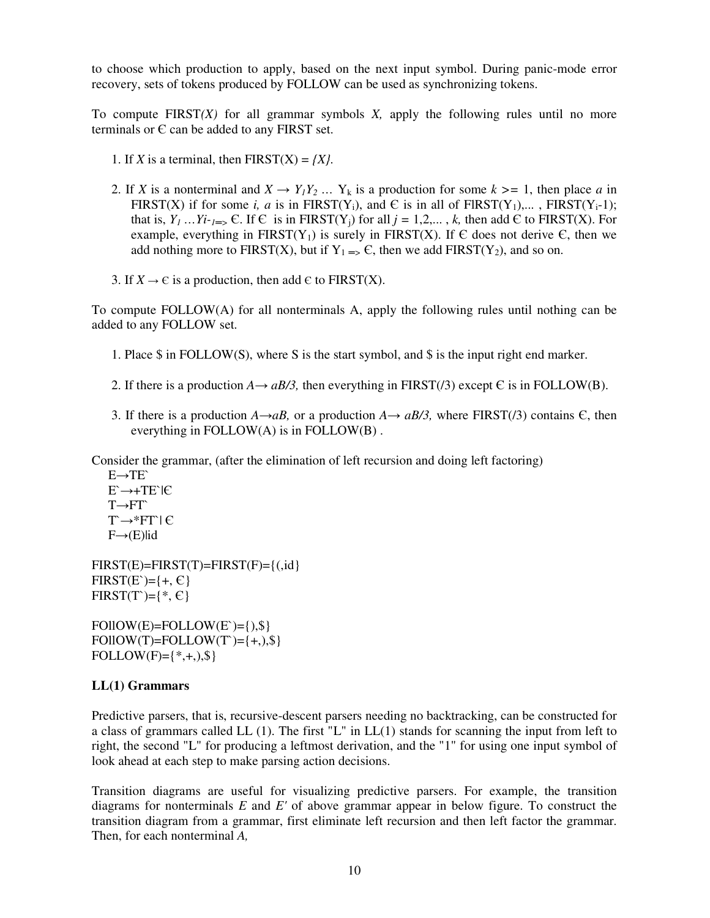to choose which production to apply, based on the next input symbol. During panic-mode error recovery, sets of tokens produced by FOLLOW can be used as synchronizing tokens.

To compute FIRST*(X)* for all grammar symbols *X,* apply the following rules until no more terminals or Є can be added to any FIRST set.

1. If *X* is a terminal, then FIRST(X) = *{X}.*

2. If *X* is a nonterminal and $X \rightarrow Y_1Y_2 \ldots Y_k$ is a production for some $k >= 1$, then place *a* in FIRST(X) if for some *i, a* is in FIRST($Y_i$), and Є is in all of FIRST($Y_1$),... , FIRST($Y_i$-1); that is, $Y_1 \ldots Y_{i-1} \Rightarrow$ Є. If Є is in FIRST($Y_j$) for all *j* = 1,2,... , *k,* then add Є to FIRST(X). For example, everything in FIRST($Y_1$) is surely in FIRST(X). If Є does not derive Є, then we add nothing more to FIRST(X), but if $Y_1 \Rightarrow$ Є, then we add FIRST($Y_2$), and so on.

3. If $X \rightarrow$ є is a production, then add є to FIRST(X).

To compute FOLLOW(A) for all nonterminals A, apply the following rules until nothing can be added to any FOLLOW set.

1. Place $ in FOLLOW(S), where S is the start symbol, and $ is the input right end marker.

2. If there is a production *A*→ *aB/3,* then everything in FIRST(/3) except Є is in FOLLOW(B).

3. If there is a production *A*→*aB,* or a production *A*→ *aB/3,* where FIRST(/3) contains Є, then everything in FOLLOW(A) is in FOLLOW(B) .

Consider the grammar, (after the elimination of left recursion and doing left factoring)

E→TE`  
E`→+TE`|Є  
T→FT`  
T`→*FT`| Є  
F→(E)|id

FIRST(E)=FIRST(T)=FIRST(F)={(,id}  
FIRST(E`)={+, Є}  
FIRST(T`)={*, Є}

FOllOW(E)=FOLLOW(E`)={),$}  
FOllOW(T)=FOLLOW(T`)={+,),$}  
FOLLOW(F)={*,+,),$}

**LL(1) Grammars**

Predictive parsers, that is, recursive-descent parsers needing no backtracking, can be constructed for a class of grammars called LL (1). The first "L" in LL(1) stands for scanning the input from left to right, the second "L" for producing a leftmost derivation, and the "1" for using one input symbol of look ahead at each step to make parsing action decisions.

Transition diagrams are useful for visualizing predictive parsers. For example, the transition diagrams for nonterminals *E* and *E'* of above grammar appear in below figure. To construct the transition diagram from a grammar, first eliminate left recursion and then left factor the grammar. Then, for each nonterminal *A,*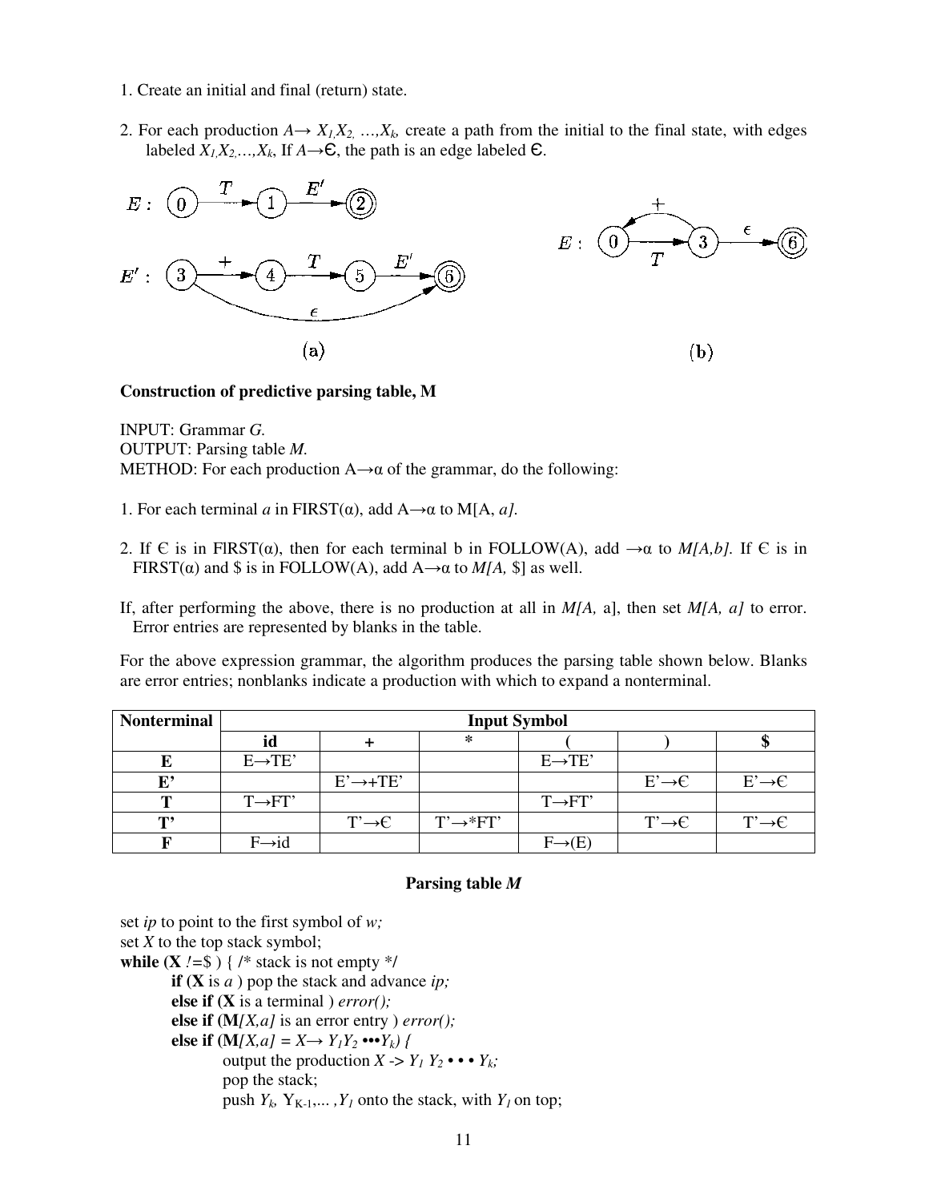1. Create an initial and final (return) state.

2. For each production $A \rightarrow X_1 X_2 \ldots X_k$, create a path from the initial to the final state, with edges labeled $X_1, X_2, \ldots, X_k$. If $A \rightarrow \epsilon$, the path is an edge labeled $\epsilon$.

(a)

(b)

**Construction of predictive parsing table, M**

INPUT: Grammar *G.*
OUTPUT: Parsing table *M.*
METHOD: For each production $A \rightarrow \alpha$ of the grammar, do the following:

1. For each terminal *a* in FIRST($\alpha$), add $A \rightarrow \alpha$ to M[A, *a]*.

2. If $\epsilon$ is in FIRST($\alpha$), then for each terminal b in FOLLOW(A), add $\rightarrow \alpha$ to *M[A,b]*. If $\epsilon$ is in FIRST($\alpha$) and $ is in FOLLOW(A), add $A \rightarrow \alpha$ to *M[A,* $] as well.

If, after performing the above, there is no production at all in *M[A,* a], then set *M[A, a]* to error. Error entries are represented by blanks in the table.

For the above expression grammar, the algorithm produces the parsing table shown below. Blanks are error entries; nonblanks indicate a production with which to expand a nonterminal.

| Nonterminal | Input Symbol | | | | | |
|---|---|---|---|---|---|---|
| | id | + | * | ( | ) | $ |
| **E** | E→TE’ | | | E→TE’ | | |
| **E’** | | E’→+TE’ | | | E’→Є | E’→Є |
| **T** | T→FT’ | | | T→FT’ | | |
| **T’** | | T’→Є | T’→*FT’ | | T’→Є | T’→Є |
| **F** | F→id | | | F→(E) | | |

**Parsing table *M***

set *ip* to point to the first symbol of *w;*
set *X* to the top stack symbol;
**while (X** != $ ) { /* stack is not empty */
 **if (X** is *a* ) pop the stack and advance *ip;*
 **else if (X** is a terminal ) *error();*
 **else if (M***[X,a]* is an error entry ) *error();*
 **else if (M***[X,a]* = $X \rightarrow Y_1 Y_2 \cdots Y_k$) {
  output the production $X \rightarrow Y_1 Y_2 \cdots Y_k$;
  pop the stack;
  push $Y_k, Y_{K-1}, \ldots, Y_1$ onto the stack, with $Y_1$ on top;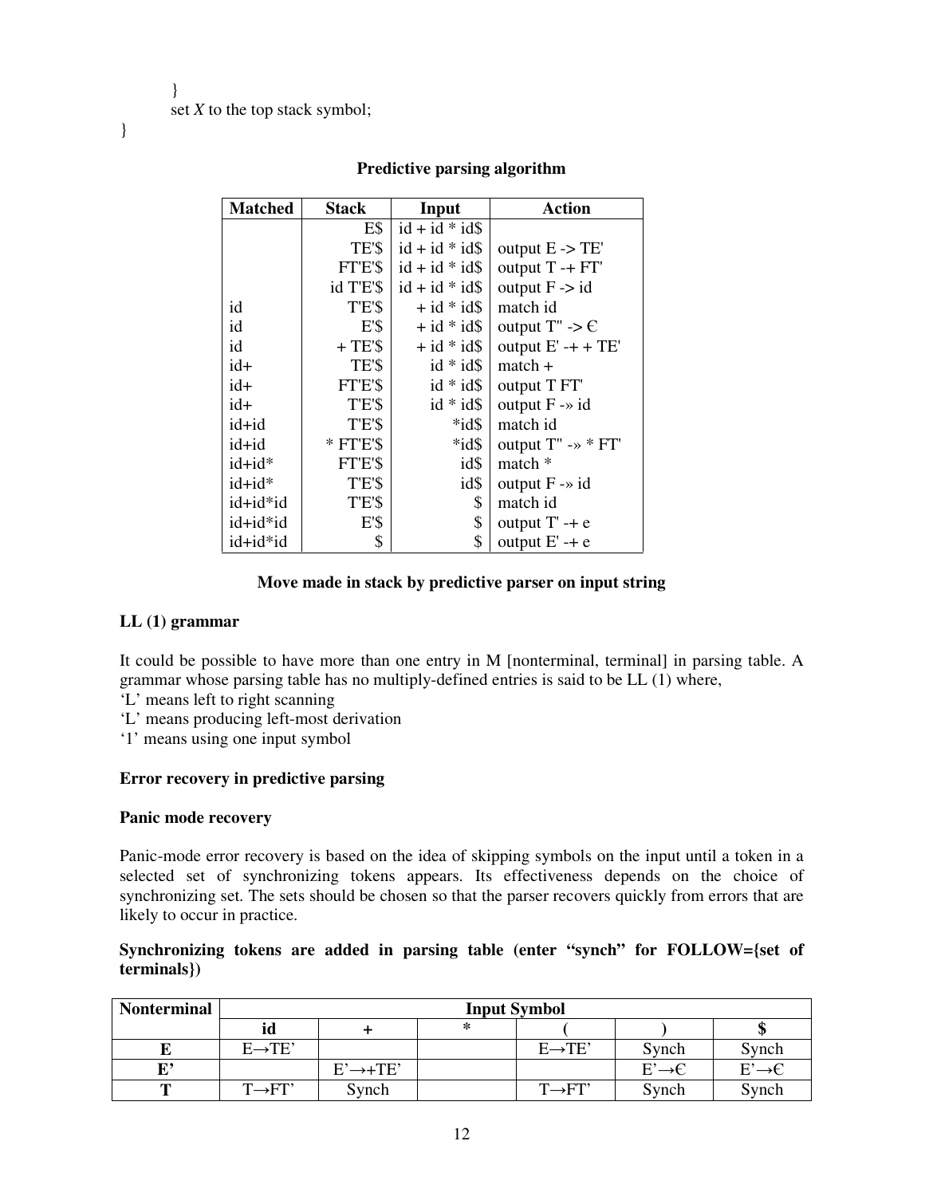```
        }
        set X to the top stack symbol;
}
```

**Predictive parsing algorithm**

| Matched | Stack | Input | Action |
|---|---|---|---|
| | E$ | id + id * id$ | |
| | TE'$ | id + id * id$ | output E -> TE' |
| | FT'E'$ | id + id * id$ | output T -+ FT' |
| | id T'E'$ | id + id * id$ | output F -> id |
| id | T'E'$ | + id * id$ | match id |
| id | E'$ | + id * id$ | output T" -> Є |
| id | + TE'$ | + id * id$ | output E' -+ + TE' |
| id+ | TE'$ | id * id$ | match + |
| id+ | FT'E'$ | id * id$ | output T FT' |
| id+ | T'E'$ | id * id$ | output F -» id |
| id+id | T'E'$ | *id$ | match id |
| id+id | * FT'E'$ | *id$ | output T" -» * FT' |
| id+id* | FT'E'$ | id$ | match * |
| id+id* | T'E'$ | id$ | output F -» id |
| id+id*id | T'E'$ | $ | match id |
| id+id*id | E'$ | $ | output T' -+ e |
| id+id*id | $ | $ | output E' -+ e |

**Move made in stack by predictive parser on input string**

**LL (1) grammar**

It could be possible to have more than one entry in M [nonterminal, terminal] in parsing table. A grammar whose parsing table has no multiply-defined entries is said to be LL (1) where,
'L' means left to right scanning
'L' means producing left-most derivation
'1' means using one input symbol

**Error recovery in predictive parsing**

**Panic mode recovery**

Panic-mode error recovery is based on the idea of skipping symbols on the input until a token in a selected set of synchronizing tokens appears. Its effectiveness depends on the choice of synchronizing set. The sets should be chosen so that the parser recovers quickly from errors that are likely to occur in practice.

**Synchronizing tokens are added in parsing table (enter "synch" for FOLLOW={set of terminals})**

| Nonterminal | Input Symbol | | | | | |
|---|---|---|---|---|---|---|
| | **id** | **+** | ***** | **(** | **)** | **$** |
| **E** | E→TE' | | | E→TE' | Synch | Synch |
| **E'** | | E'→+TE' | | | E'→Є | E'→Є |
| **T** | T→FT' | Synch | | T→FT' | Synch | Synch |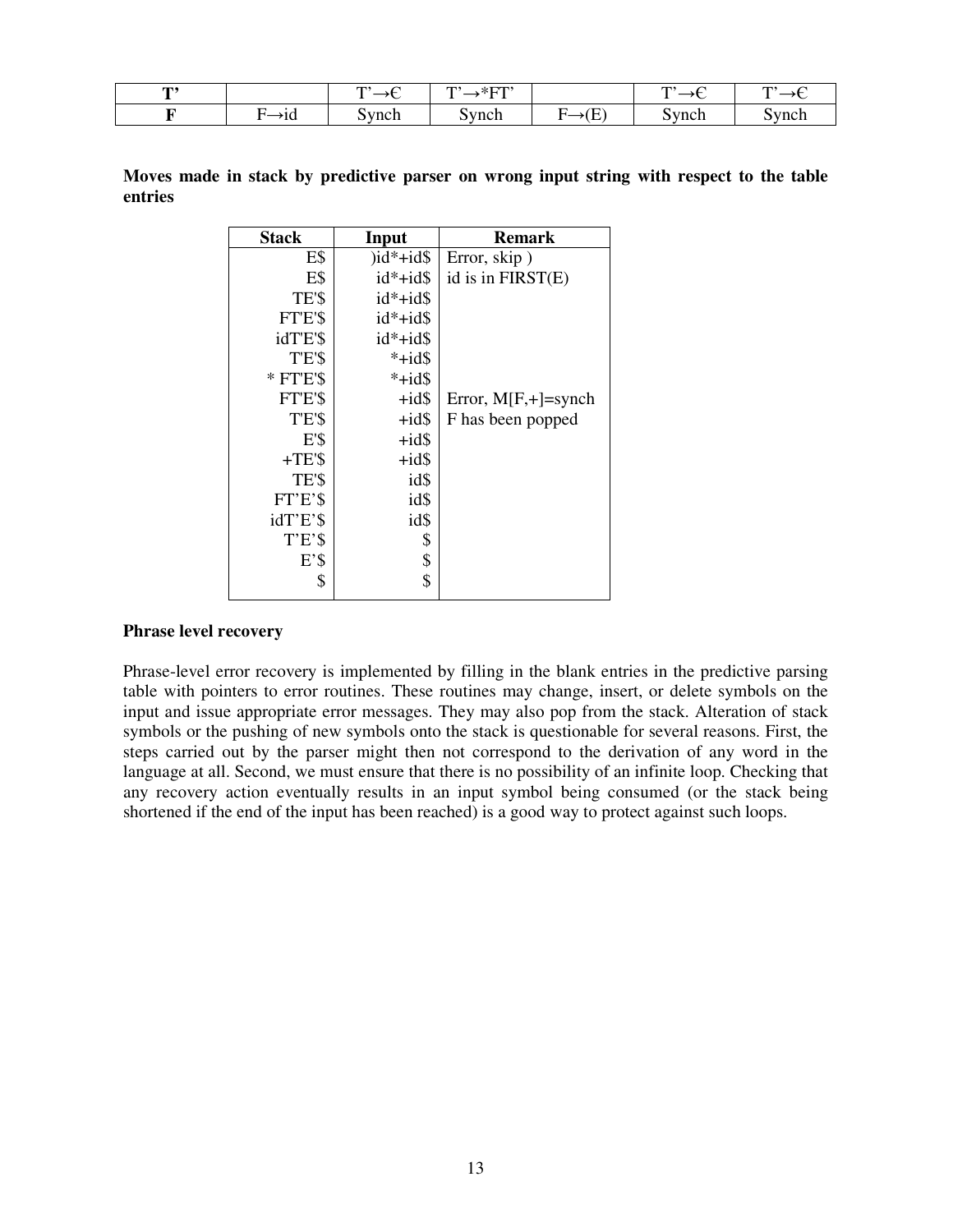| | | | | | | |
|---|---|---|---|---|---|---|
| **T’** | | T’→Є | T’→*FT’ | | T’→Є | T’→Є |
| **F** | F→id | Synch | Synch | F→(E) | Synch | Synch |

**Moves made in stack by predictive parser on wrong input string with respect to the table entries**

| Stack | Input | Remark |
|---|---|---|
| E$ | )id*+id$ | Error, skip ) |
| E$ | id*+id$ | id is in FIRST(E) |
| TE'$ | id*+id$ | |
| FT'E'$ | id*+id$ | |
| idT'E'$ | id*+id$ | |
| T'E'$ | *+id$ | |
| * FT'E'$ | *+id$ | |
| FT'E'$ | +id$ | Error, M[F,+]=synch |
| T'E'$ | +id$ | F has been popped |
| E'$ | +id$ | |
| +TE'$ | +id$ | |
| TE'$ | id$ | |
| FT’E’$ | id$ | |
| idT’E’$ | id$ | |
| T’E’$ | $ | |
| E’$ | $ | |
| $ | $ | |

**Phrase level recovery**

Phrase-level error recovery is implemented by filling in the blank entries in the predictive parsing table with pointers to error routines. These routines may change, insert, or delete symbols on the input and issue appropriate error messages. They may also pop from the stack. Alteration of stack symbols or the pushing of new symbols onto the stack is questionable for several reasons. First, the steps carried out by the parser might then not correspond to the derivation of any word in the language at all. Second, we must ensure that there is no possibility of an infinite loop. Checking that any recovery action eventually results in an input symbol being consumed (or the stack being shortened if the end of the input has been reached) is a good way to protect against such loops.